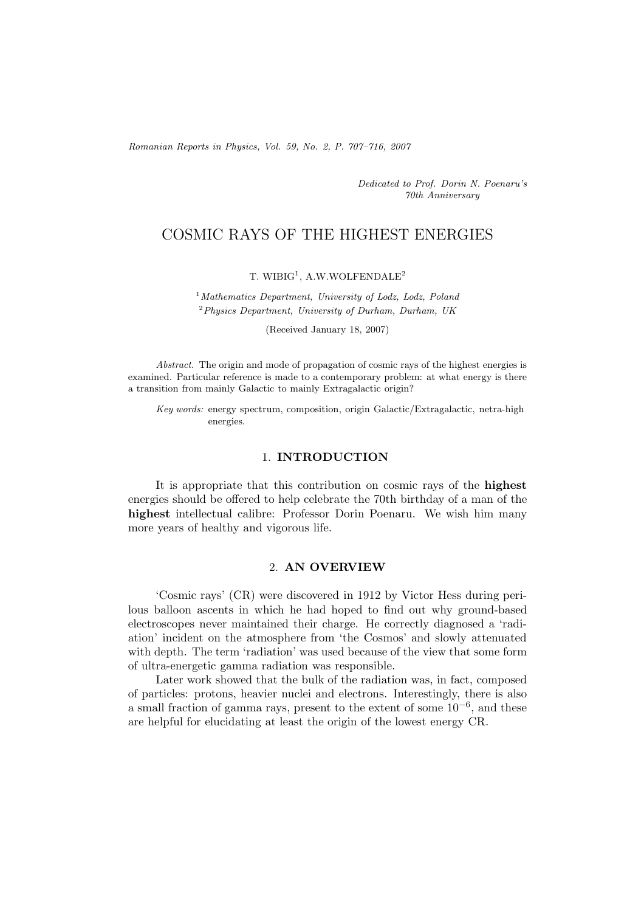*Dedicated to Prof. Dorin N. Poenaru's 70th Anniversary*

# COSMIC RAYS OF THE HIGHEST ENERGIES

T. WIBIG[1], A.W.WOLFENDALE[2]

[1] *Mathematics Department, University of Lodz, Lodz, Poland*
[2] *Physics Department, University of Durham, Durham, UK*

(Received January 18, 2007)

*Abstract.* The origin and mode of propagation of cosmic rays of the highest energies is examined. Particular reference is made to a contemporary problem: at what energy is there a transition from mainly Galactic to mainly Extragalactic origin?

*Key words:* energy spectrum, composition, origin Galactic/Extragalactic, netra-high energies.

## 1. INTRODUCTION

It is appropriate that this contribution on cosmic rays of the **highest** energies should be offered to help celebrate the 70th birthday of a man of the **highest** intellectual calibre: Professor Dorin Poenaru. We wish him many more years of healthy and vigorous life.

## 2. AN OVERVIEW

'Cosmic rays' (CR) were discovered in 1912 by Victor Hess during perilous balloon ascents in which he had hoped to find out why ground-based electroscopes never maintained their charge. He correctly diagnosed a 'radiation' incident on the atmosphere from 'the Cosmos' and slowly attenuated with depth. The term 'radiation' was used because of the view that some form of ultra-energetic gamma radiation was responsible.

Later work showed that the bulk of the radiation was, in fact, composed of particles: protons, heavier nuclei and electrons. Interestingly, there is also a small fraction of gamma rays, present to the extent of some $10^{-6}$, and these are helpful for elucidating at least the origin of the lowest energy CR.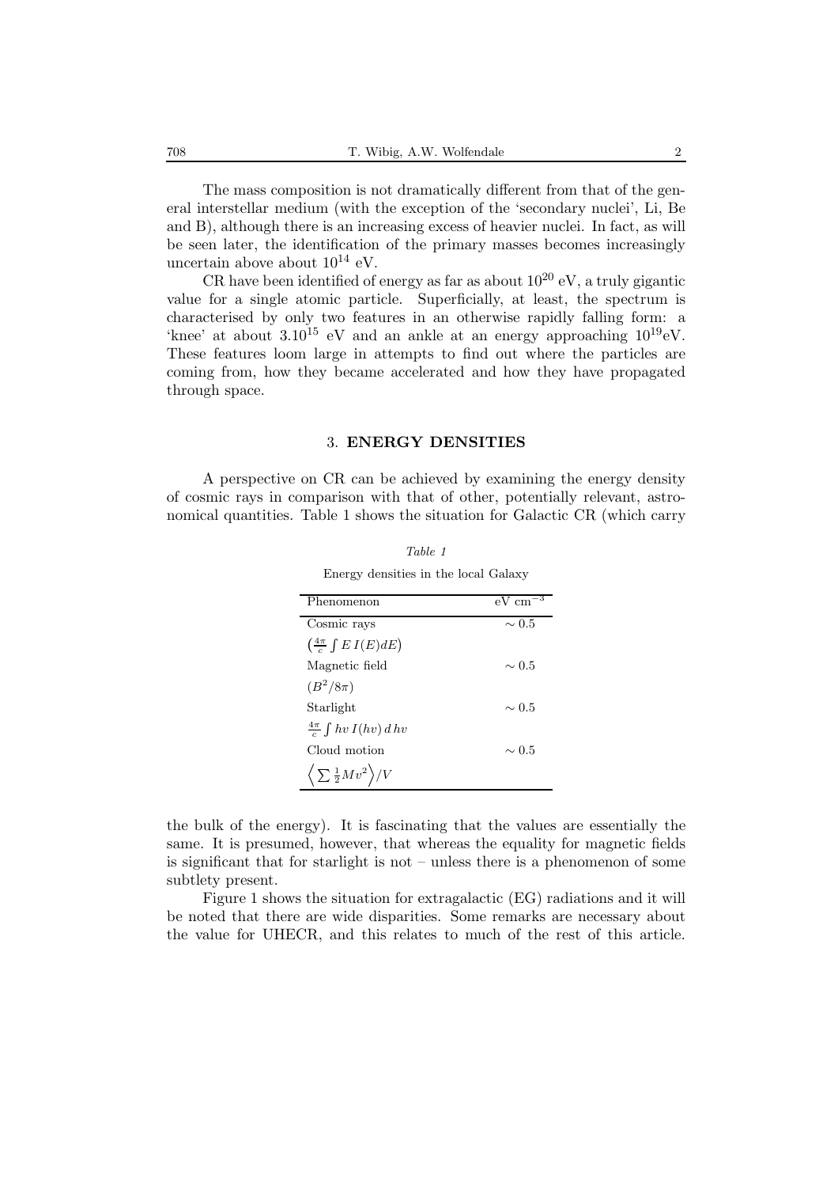The mass composition is not dramatically different from that of the general interstellar medium (with the exception of the 'secondary nuclei', Li, Be and B), although there is an increasing excess of heavier nuclei. In fact, as will be seen later, the identification of the primary masses becomes increasingly uncertain above about $10^{14}$ eV.

CR have been identified of energy as far as about $10^{20}$ eV, a truly gigantic value for a single atomic particle. Superficially, at least, the spectrum is characterised by only two features in an otherwise rapidly falling form: a 'knee' at about $3.10^{15}$ eV and an ankle at an energy approaching $10^{19}$eV. These features loom large in attempts to find out where the particles are coming from, how they became accelerated and how they have propagated through space.

## 3. ENERGY DENSITIES

A perspective on CR can be achieved by examining the energy density of cosmic rays in comparison with that of other, potentially relevant, astronomical quantities. Table 1 shows the situation for Galactic CR (which carry the bulk of the energy). It is fascinating that the values are essentially the same. It is presumed, however, that whereas the equality for magnetic fields is significant that for starlight is not – unless there is a phenomenon of some subtlety present.

*Table 1*

Energy densities in the local Galaxy

| Phenomenon | eV cm$^{-3}$ |
|---|---|
| Cosmic rays $\left(\frac{4\pi}{c}\int E\, I(E)dE\right)$ | $\sim 0.5$ |
| Magnetic field $(B^2/8\pi)$ | $\sim 0.5$ |
| Starlight $\frac{4\pi}{c}\int hv\, I(hv)\, d\, hv$ | $\sim 0.5$ |
| Cloud motion $\left\langle \sum \frac{1}{2}Mv^2 \right\rangle /V$ | $\sim 0.5$ |

Figure 1 shows the situation for extragalactic (EG) radiations and it will be noted that there are wide disparities. Some remarks are necessary about the value for UHECR, and this relates to much of the rest of this article.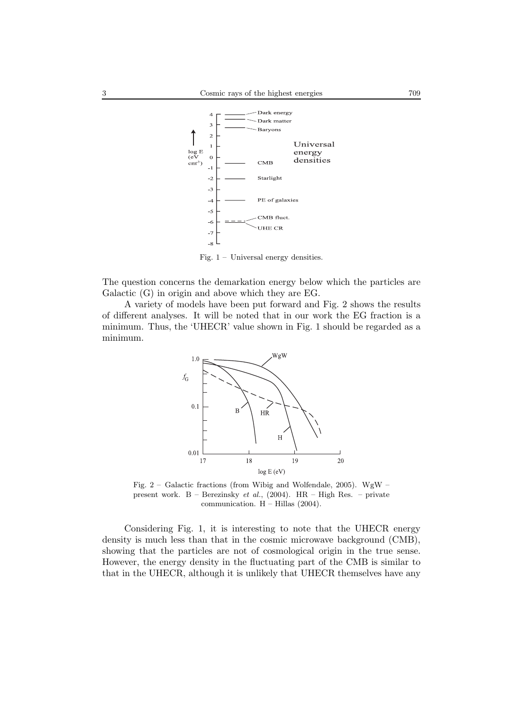Fig. 1 – Universal energy densities.

The question concerns the demarkation energy below which the particles are Galactic (G) in origin and above which they are EG.

A variety of models have been put forward and Fig. 2 shows the results of different analyses. It will be noted that in our work the EG fraction is a minimum. Thus, the 'UHECR' value shown in Fig. 1 should be regarded as a minimum.

Fig. 2 – Galactic fractions (from Wibig and Wolfendale, 2005). WgW – present work. B – Berezinsky *et al.*, (2004). HR – High Res. – private communication. H – Hillas (2004).

Considering Fig. 1, it is interesting to note that the UHECR energy density is much less than that in the cosmic microwave background (CMB), showing that the particles are not of cosmological origin in the true sense. However, the energy density in the fluctuating part of the CMB is similar to that in the UHECR, although it is unlikely that UHECR themselves have any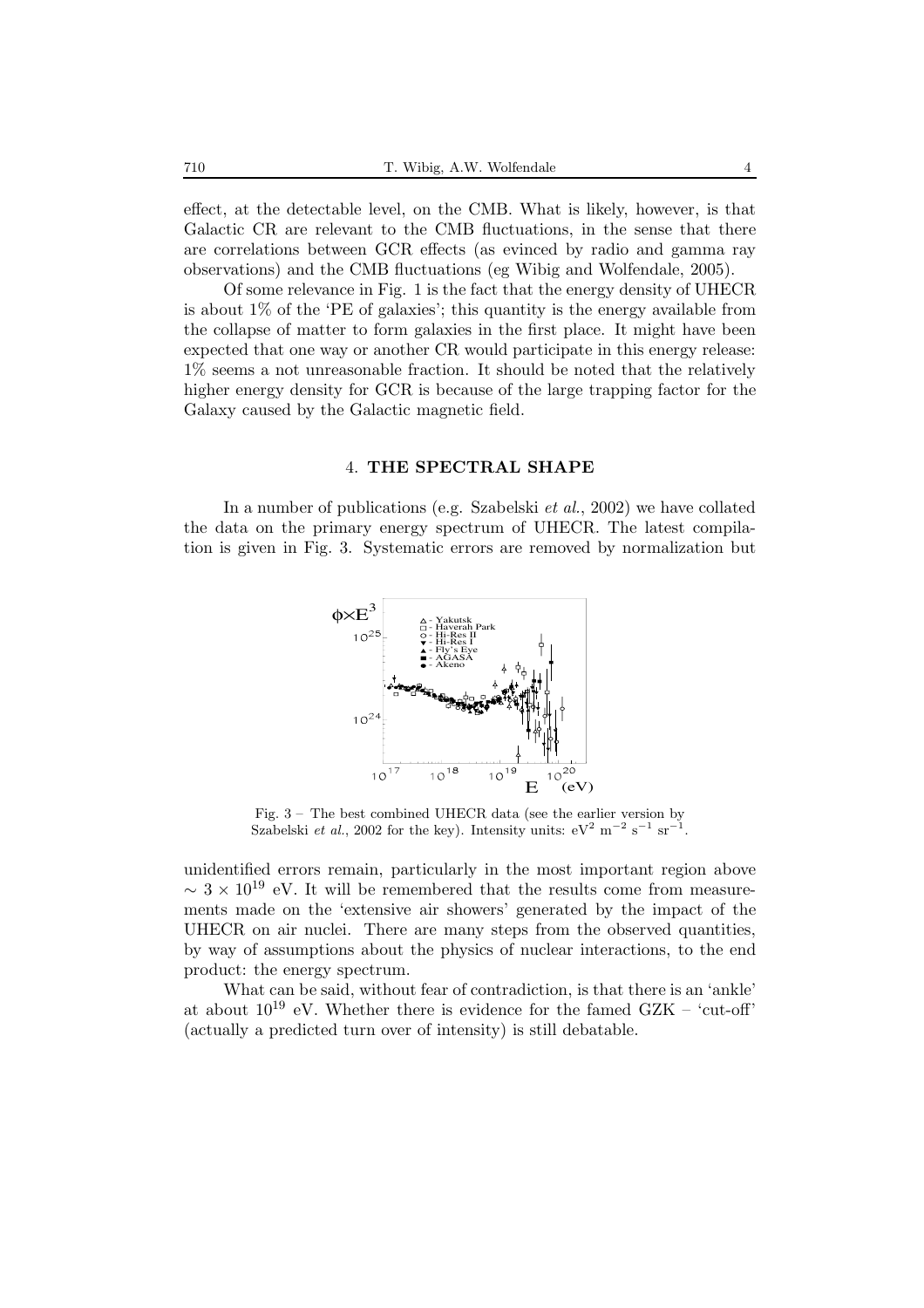effect, at the detectable level, on the CMB. What is likely, however, is that Galactic CR are relevant to the CMB fluctuations, in the sense that there are correlations between GCR effects (as evinced by radio and gamma ray observations) and the CMB fluctuations (eg Wibig and Wolfendale, 2005).

Of some relevance in Fig. 1 is the fact that the energy density of UHECR is about 1% of the 'PE of galaxies'; this quantity is the energy available from the collapse of matter to form galaxies in the first place. It might have been expected that one way or another CR would participate in this energy release: 1% seems a not unreasonable fraction. It should be noted that the relatively higher energy density for GCR is because of the large trapping factor for the Galaxy caused by the Galactic magnetic field.

## 4. THE SPECTRAL SHAPE

In a number of publications (e.g. Szabelski *et al.*, 2002) we have collated the data on the primary energy spectrum of UHECR. The latest compilation is given in Fig. 3. Systematic errors are removed by normalization but

Fig. 3 – The best combined UHECR data (see the earlier version by Szabelski *et al.*, 2002 for the key). Intensity units: $\mathrm{eV}^2\ \mathrm{m}^{-2}\ \mathrm{s}^{-1}\ \mathrm{sr}^{-1}$.

unidentified errors remain, particularly in the most important region above $\sim 3 \times 10^{19}$ eV. It will be remembered that the results come from measurements made on the 'extensive air showers' generated by the impact of the UHECR on air nuclei. There are many steps from the observed quantities, by way of assumptions about the physics of nuclear interactions, to the end product: the energy spectrum.

What can be said, without fear of contradiction, is that there is an 'ankle' at about $10^{19}$ eV. Whether there is evidence for the famed GZK – 'cut-off' (actually a predicted turn over of intensity) is still debatable.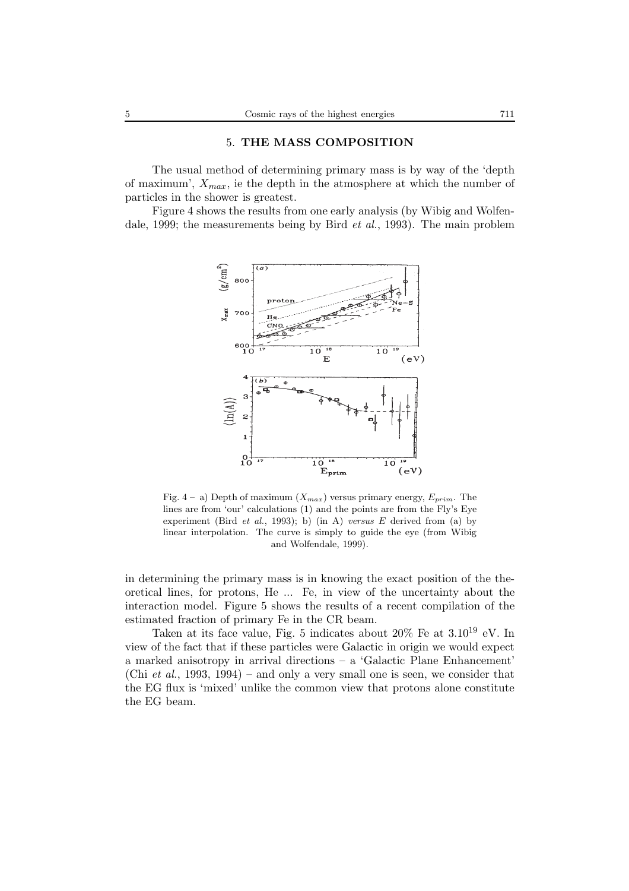## 5. THE MASS COMPOSITION

The usual method of determining primary mass is by way of the 'depth of maximum', $X_{max}$, ie the depth in the atmosphere at which the number of particles in the shower is greatest.

Figure 4 shows the results from one early analysis (by Wibig and Wolfendale, 1999; the measurements being by Bird *et al.*, 1993). The main problem in determining the primary mass is in knowing the exact position of the theoretical lines, for protons, He ... Fe, in view of the uncertainty about the interaction model. Figure 5 shows the results of a recent compilation of the estimated fraction of primary Fe in the CR beam.

Fig. 4 – a) Depth of maximum ($X_{max}$) versus primary energy, $E_{prim}$. The lines are from 'our' calculations (1) and the points are from the Fly's Eye experiment (Bird *et al.*, 1993); b) (in A) *versus E* derived from (a) by linear interpolation. The curve is simply to guide the eye (from Wibig and Wolfendale, 1999).

Taken at its face value, Fig. 5 indicates about 20% Fe at $3.10^{19}$ eV. In view of the fact that if these particles were Galactic in origin we would expect a marked anisotropy in arrival directions – a 'Galactic Plane Enhancement' (Chi *et al.*, 1993, 1994) – and only a very small one is seen, we consider that the EG flux is 'mixed' unlike the common view that protons alone constitute the EG beam.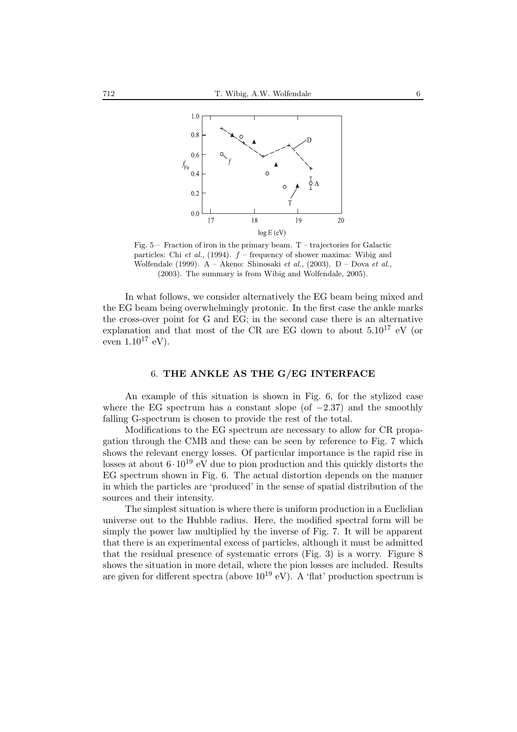Fig. 5 – Fraction of iron in the primary beam. T – trajectories for Galactic particles: Chi *et al.*, (1994). $f$ – frequency of shower maxima: Wibig and Wolfendale (1999). A – Akeno: Shinosaki *et al.*, (2003). D – Dova *et al.*, (2003). The summary is from Wibig and Wolfendale, 2005).

In what follows, we consider alternatively the EG beam being mixed and the EG beam being overwhelmingly protonic. In the first case the ankle marks the cross-over point for G and EG; in the second case there is an alternative explanation and that most of the CR are EG down to about $5.10^{17}$ eV (or even $1.10^{17}$ eV).

## 6. THE ANKLE AS THE G/EG INTERFACE

An example of this situation is shown in Fig. 6, for the stylized case where the EG spectrum has a constant slope (of $-2.37$) and the smoothly falling G-spectrum is chosen to provide the rest of the total.

Modifications to the EG spectrum are necessary to allow for CR propagation through the CMB and these can be seen by reference to Fig. 7 which shows the relevant energy losses. Of particular importance is the rapid rise in losses at about $6 \cdot 10^{19}$ eV due to pion production and this quickly distorts the EG spectrum shown in Fig. 6. The actual distortion depends on the manner in which the particles are 'produced' in the sense of spatial distribution of the sources and their intensity.

The simplest situation is where there is uniform production in a Euclidian universe out to the Hubble radius. Here, the modified spectral form will be simply the power law multiplied by the inverse of Fig. 7. It will be apparent that there is an experimental excess of particles, although it must be admitted that the residual presence of systematic errors (Fig. 3) is a worry. Figure 8 shows the situation in more detail, where the pion losses are included. Results are given for different spectra (above $10^{19}$ eV). A 'flat' production spectrum is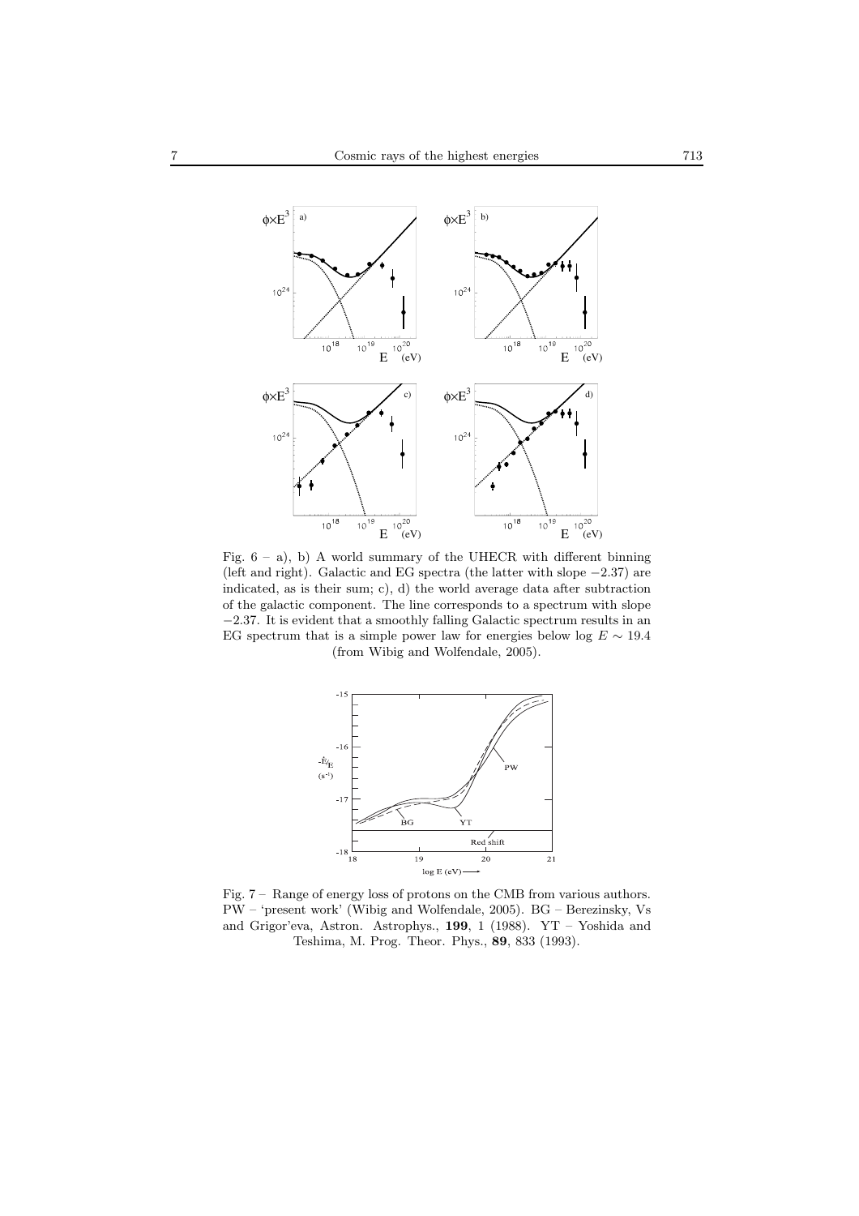Fig. 6 – a), b) A world summary of the UHECR with different binning (left and right). Galactic and EG spectra (the latter with slope $-2.37$) are indicated, as is their sum; c), d) the world average data after subtraction of the galactic component. The line corresponds to a spectrum with slope $-2.37$. It is evident that a smoothly falling Galactic spectrum results in an EG spectrum that is a simple power law for energies below $\log E \sim 19.4$ (from Wibig and Wolfendale, 2005).

Fig. 7 – Range of energy loss of protons on the CMB from various authors. PW – 'present work' (Wibig and Wolfendale, 2005). BG – Berezinsky, Vs and Grigor'eva, Astron. Astrophys., **199**, 1 (1988). YT – Yoshida and Teshima, M. Prog. Theor. Phys., **89**, 833 (1993).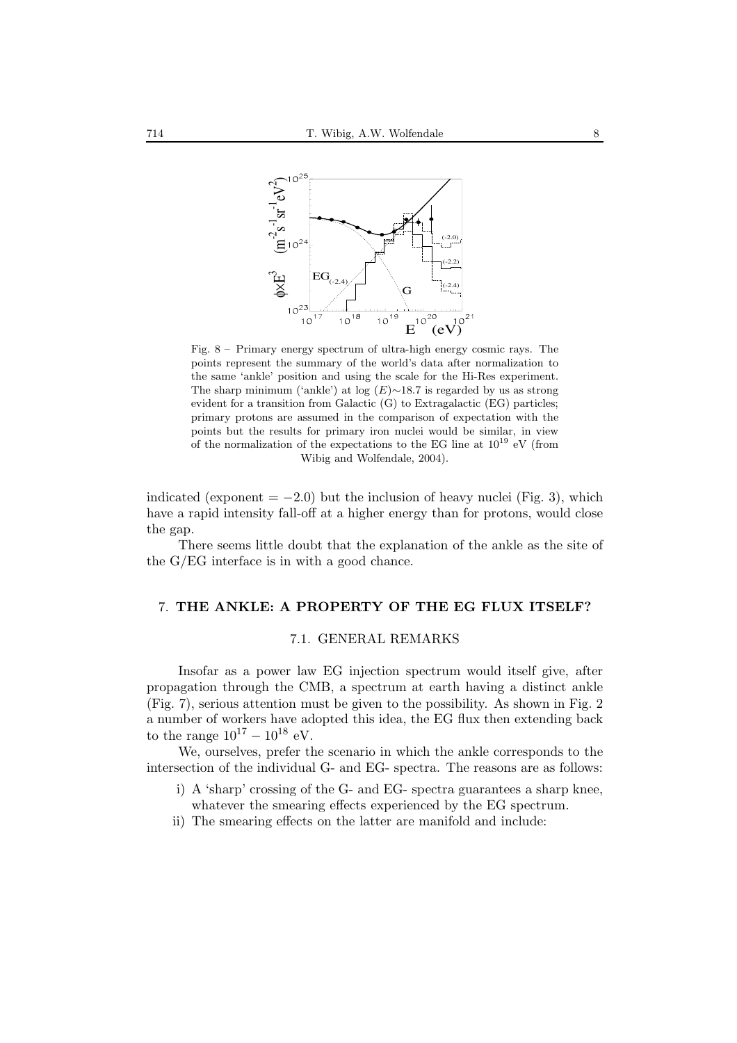Fig. 8 – Primary energy spectrum of ultra-high energy cosmic rays. The points represent the summary of the world's data after normalization to the same 'ankle' position and using the scale for the Hi-Res experiment. The sharp minimum ('ankle') at log $(E)\sim$18.7 is regarded by us as strong evident for a transition from Galactic (G) to Extragalactic (EG) particles; primary protons are assumed in the comparison of expectation with the points but the results for primary iron nuclei would be similar, in view of the normalization of the expectations to the EG line at $10^{19}$ eV (from Wibig and Wolfendale, 2004).

indicated (exponent $= -2.0$) but the inclusion of heavy nuclei (Fig. 3), which have a rapid intensity fall-off at a higher energy than for protons, would close the gap.

There seems little doubt that the explanation of the ankle as the site of the G/EG interface is in with a good chance.

## 7. THE ANKLE: A PROPERTY OF THE EG FLUX ITSELF?

### 7.1. GENERAL REMARKS

Insofar as a power law EG injection spectrum would itself give, after propagation through the CMB, a spectrum at earth having a distinct ankle (Fig. 7), serious attention must be given to the possibility. As shown in Fig. 2 a number of workers have adopted this idea, the EG flux then extending back to the range $10^{17} - 10^{18}$ eV.

We, ourselves, prefer the scenario in which the ankle corresponds to the intersection of the individual G- and EG- spectra. The reasons are as follows:

i) A 'sharp' crossing of the G- and EG- spectra guarantees a sharp knee, whatever the smearing effects experienced by the EG spectrum.

ii) The smearing effects on the latter are manifold and include: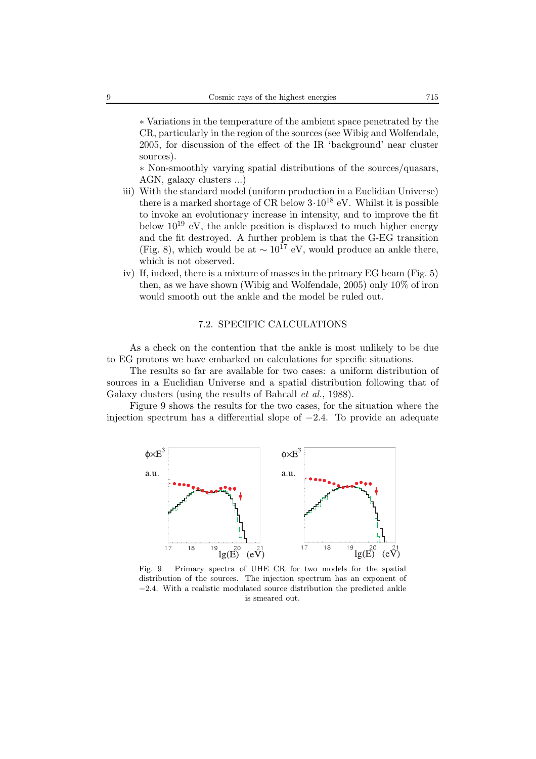∗ Variations in the temperature of the ambient space penetrated by the CR, particularly in the region of the sources (see Wibig and Wolfendale, 2005, for discussion of the effect of the IR 'background' near cluster sources).

∗ Non-smoothly varying spatial distributions of the sources/quasars, AGN, galaxy clusters ...)

iii) With the standard model (uniform production in a Euclidian Universe) there is a marked shortage of CR below $3 \cdot 10^{18}$ eV. Whilst it is possible to invoke an evolutionary increase in intensity, and to improve the fit below $10^{19}$ eV, the ankle position is displaced to much higher energy and the fit destroyed. A further problem is that the G-EG transition (Fig. 8), which would be at $\sim 10^{17}$ eV, would produce an ankle there, which is not observed.

iv) If, indeed, there is a mixture of masses in the primary EG beam (Fig. 5) then, as we have shown (Wibig and Wolfendale, 2005) only 10% of iron would smooth out the ankle and the model be ruled out.

### 7.2. SPECIFIC CALCULATIONS

As a check on the contention that the ankle is most unlikely to be due to EG protons we have embarked on calculations for specific situations.

The results so far are available for two cases: a uniform distribution of sources in a Euclidian Universe and a spatial distribution following that of Galaxy clusters (using the results of Bahcall *et al.*, 1988).

Figure 9 shows the results for the two cases, for the situation where the injection spectrum has a differential slope of $-2.4$. To provide an adequate

Fig. 9 – Primary spectra of UHE CR for two models for the spatial distribution of the sources. The injection spectrum has an exponent of $-2.4$. With a realistic modulated source distribution the predicted ankle is smeared out.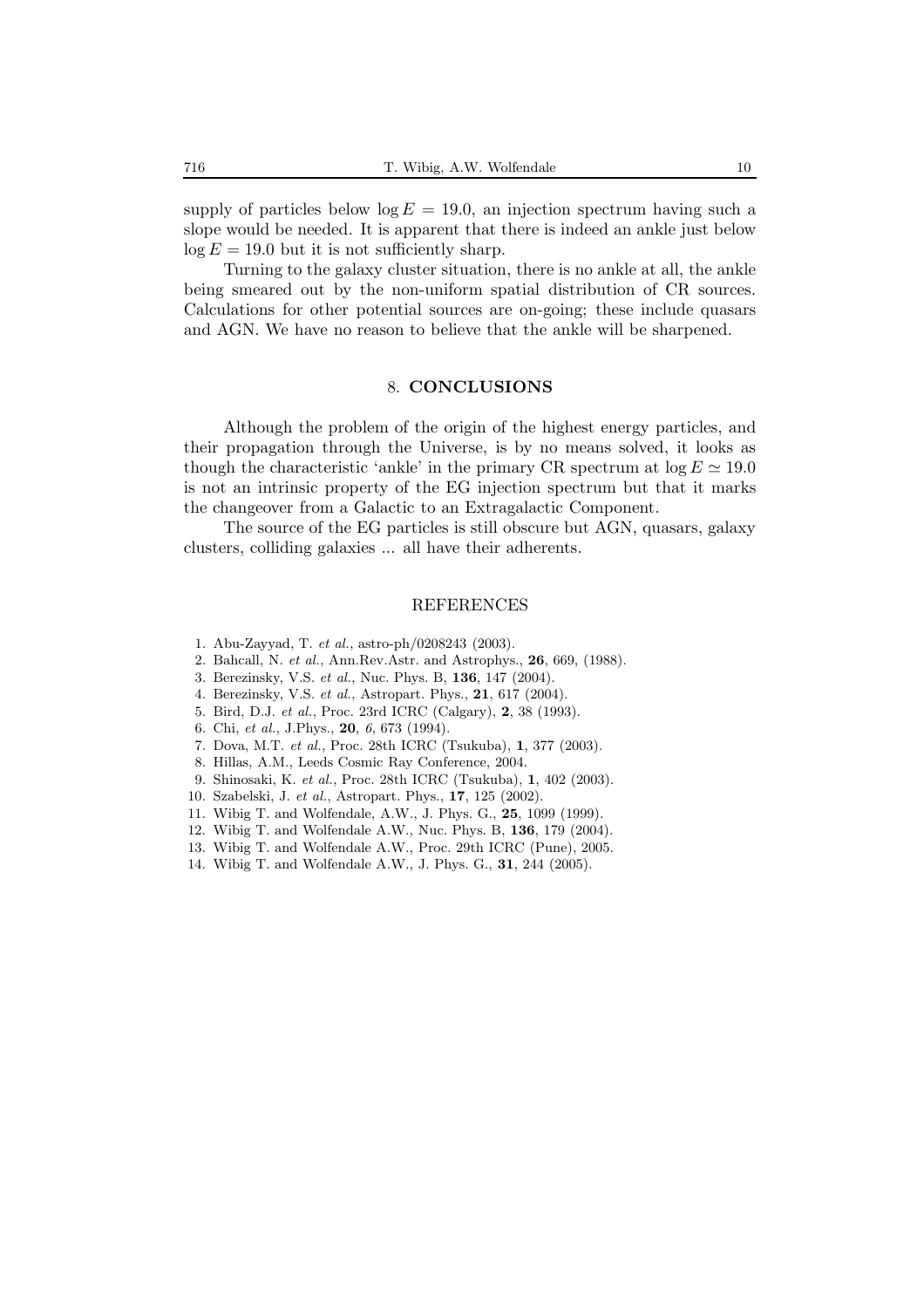supply of particles below $\log E = 19.0$, an injection spectrum having such a slope would be needed. It is apparent that there is indeed an ankle just below $\log E = 19.0$ but it is not sufficiently sharp.

Turning to the galaxy cluster situation, there is no ankle at all, the ankle being smeared out by the non-uniform spatial distribution of CR sources. Calculations for other potential sources are on-going; these include quasars and AGN. We have no reason to believe that the ankle will be sharpened.

## 8. CONCLUSIONS

Although the problem of the origin of the highest energy particles, and their propagation through the Universe, is by no means solved, it looks as though the characteristic 'ankle' in the primary CR spectrum at $\log E \simeq 19.0$ is not an intrinsic property of the EG injection spectrum but that it marks the changeover from a Galactic to an Extragalactic Component.

The source of the EG particles is still obscure but AGN, quasars, galaxy clusters, colliding galaxies ... all have their adherents.

## REFERENCES

1. Abu-Zayyad, T. *et al.*, astro-ph/0208243 (2003).
2. Bahcall, N. *et al.*, Ann.Rev.Astr. and Astrophys., **26**, 669, (1988).
3. Berezinsky, V.S. *et al.*, Nuc. Phys. B, **136**, 147 (2004).
4. Berezinsky, V.S. *et al.*, Astropart. Phys., **21**, 617 (2004).
5. Bird, D.J. *et al.*, Proc. 23rd ICRC (Calgary), **2**, 38 (1993).
6. Chi, *et al.*, J.Phys., **20**, *6*, 673 (1994).
7. Dova, M.T. *et al.*, Proc. 28th ICRC (Tsukuba), **1**, 377 (2003).
8. Hillas, A.M., Leeds Cosmic Ray Conference, 2004.
9. Shinosaki, K. *et al.*, Proc. 28th ICRC (Tsukuba), **1**, 402 (2003).
10. Szabelski, J. *et al.*, Astropart. Phys., **17**, 125 (2002).
11. Wibig T. and Wolfendale, A.W., J. Phys. G., **25**, 1099 (1999).
12. Wibig T. and Wolfendale A.W., Nuc. Phys. B, **136**, 179 (2004).
13. Wibig T. and Wolfendale A.W., Proc. 29th ICRC (Pune), 2005.
14. Wibig T. and Wolfendale A.W., J. Phys. G., **31**, 244 (2005).